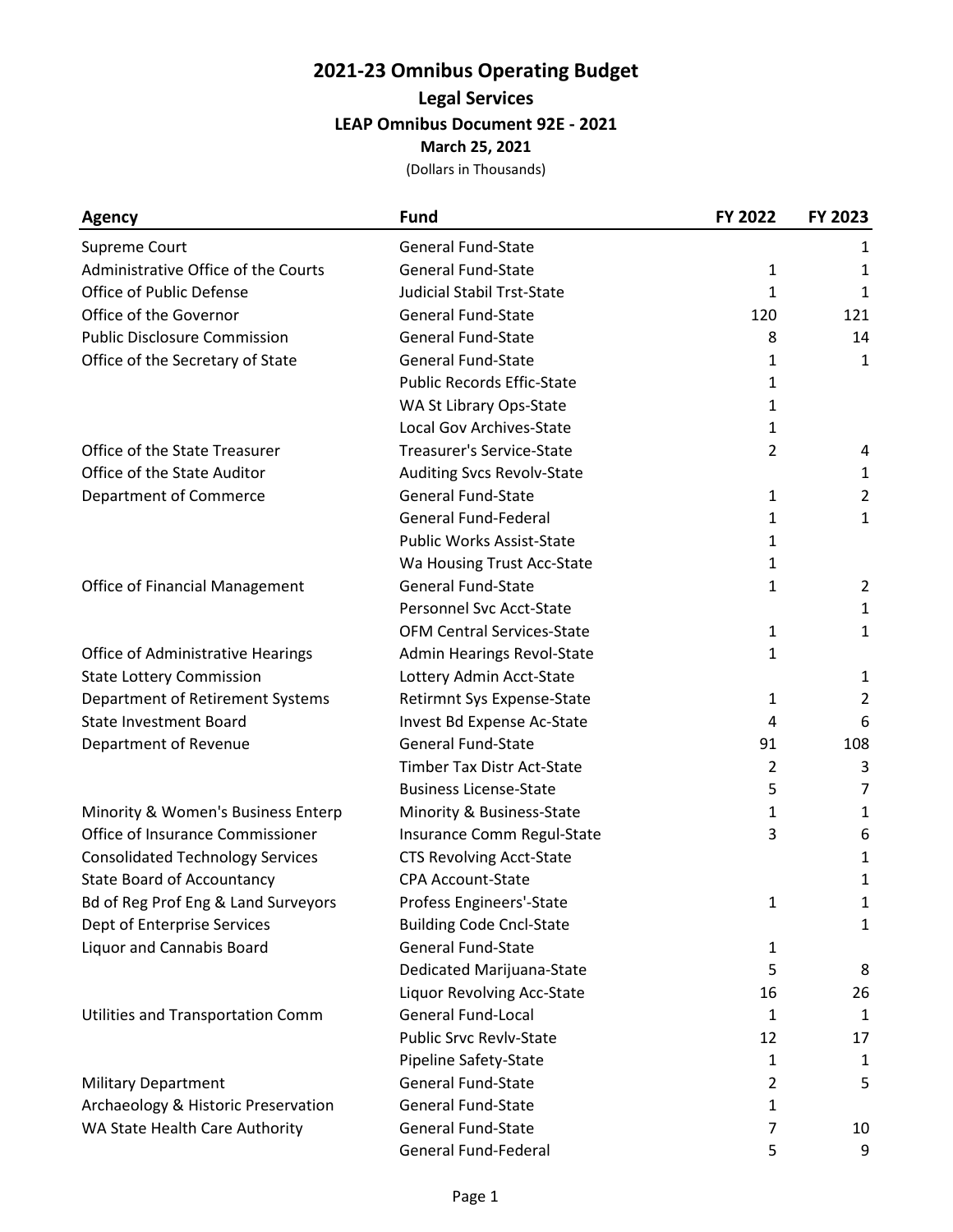# 2021-23 Omnibus Operating Budget

## Legal Services

### LEAP Omnibus Document 92E - 2021

**March 25, 2021**

(Dollars in Thousands)

| Agency | Fund | FY 2022 | FY 2023 |
|---|---|---|---|
| Supreme Court | General Fund-State | | 1 |
| Administrative Office of the Courts | General Fund-State | 1 | 1 |
| Office of Public Defense | Judicial Stabil Trst-State | 1 | 1 |
| Office of the Governor | General Fund-State | 120 | 121 |
| Public Disclosure Commission | General Fund-State | 8 | 14 |
| Office of the Secretary of State | General Fund-State | 1 | 1 |
| | Public Records Effic-State | 1 | |
| | WA St Library Ops-State | 1 | |
| | Local Gov Archives-State | 1 | |
| Office of the State Treasurer | Treasurer's Service-State | 2 | 4 |
| Office of the State Auditor | Auditing Svcs Revolv-State | | 1 |
| Department of Commerce | General Fund-State | 1 | 2 |
| | General Fund-Federal | 1 | 1 |
| | Public Works Assist-State | 1 | |
| | Wa Housing Trust Acc-State | 1 | |
| Office of Financial Management | General Fund-State | 1 | 2 |
| | Personnel Svc Acct-State | | 1 |
| | OFM Central Services-State | 1 | 1 |
| Office of Administrative Hearings | Admin Hearings Revol-State | 1 | |
| State Lottery Commission | Lottery Admin Acct-State | | 1 |
| Department of Retirement Systems | Retirmnt Sys Expense-State | 1 | 2 |
| State Investment Board | Invest Bd Expense Ac-State | 4 | 6 |
| Department of Revenue | General Fund-State | 91 | 108 |
| | Timber Tax Distr Act-State | 2 | 3 |
| | Business License-State | 5 | 7 |
| Minority & Women's Business Enterp | Minority & Business-State | 1 | 1 |
| Office of Insurance Commissioner | Insurance Comm Regul-State | 3 | 6 |
| Consolidated Technology Services | CTS Revolving Acct-State | | 1 |
| State Board of Accountancy | CPA Account-State | | 1 |
| Bd of Reg Prof Eng & Land Surveyors | Profess Engineers'-State | 1 | 1 |
| Dept of Enterprise Services | Building Code Cncl-State | | 1 |
| Liquor and Cannabis Board | General Fund-State | 1 | |
| | Dedicated Marijuana-State | 5 | 8 |
| | Liquor Revolving Acc-State | 16 | 26 |
| Utilities and Transportation Comm | General Fund-Local | 1 | 1 |
| | Public Srvc Revlv-State | 12 | 17 |
| | Pipeline Safety-State | 1 | 1 |
| Military Department | General Fund-State | 2 | 5 |
| Archaeology & Historic Preservation | General Fund-State | 1 | |
| WA State Health Care Authority | General Fund-State | 7 | 10 |
| | General Fund-Federal | 5 | 9 |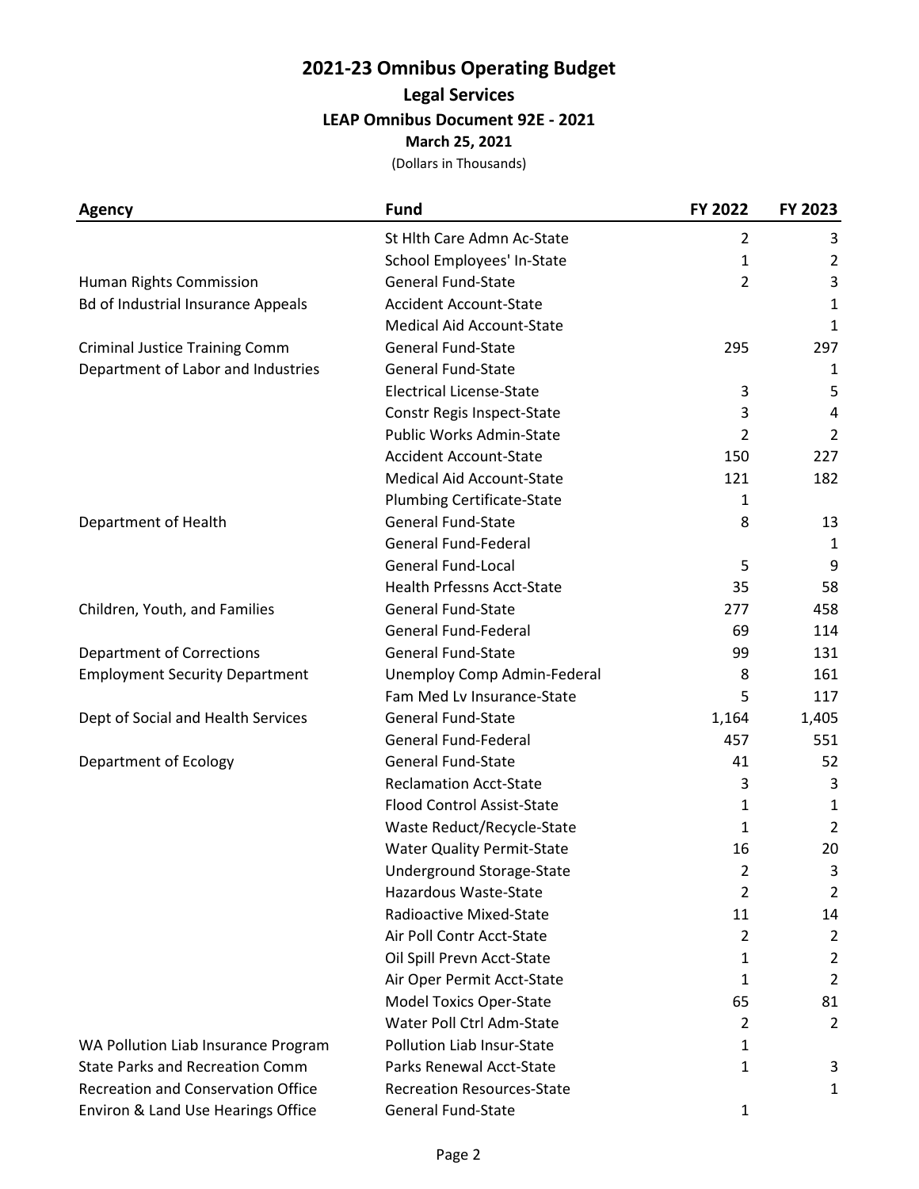# 2021-23 Omnibus Operating Budget

## Legal Services

### LEAP Omnibus Document 92E - 2021

**March 25, 2021**

(Dollars in Thousands)

| Agency | Fund | FY 2022 | FY 2023 |
|---|---|---|---|
| | St Hlth Care Admn Ac-State | 2 | 3 |
| | School Employees' In-State | 1 | 2 |
| Human Rights Commission | General Fund-State | 2 | 3 |
| Bd of Industrial Insurance Appeals | Accident Account-State | | 1 |
| | Medical Aid Account-State | | 1 |
| Criminal Justice Training Comm | General Fund-State | 295 | 297 |
| Department of Labor and Industries | General Fund-State | | 1 |
| | Electrical License-State | 3 | 5 |
| | Constr Regis Inspect-State | 3 | 4 |
| | Public Works Admin-State | 2 | 2 |
| | Accident Account-State | 150 | 227 |
| | Medical Aid Account-State | 121 | 182 |
| | Plumbing Certificate-State | 1 | |
| Department of Health | General Fund-State | 8 | 13 |
| | General Fund-Federal | | 1 |
| | General Fund-Local | 5 | 9 |
| | Health Prfessns Acct-State | 35 | 58 |
| Children, Youth, and Families | General Fund-State | 277 | 458 |
| | General Fund-Federal | 69 | 114 |
| Department of Corrections | General Fund-State | 99 | 131 |
| Employment Security Department | Unemploy Comp Admin-Federal | 8 | 161 |
| | Fam Med Lv Insurance-State | 5 | 117 |
| Dept of Social and Health Services | General Fund-State | 1,164 | 1,405 |
| | General Fund-Federal | 457 | 551 |
| Department of Ecology | General Fund-State | 41 | 52 |
| | Reclamation Acct-State | 3 | 3 |
| | Flood Control Assist-State | 1 | 1 |
| | Waste Reduct/Recycle-State | 1 | 2 |
| | Water Quality Permit-State | 16 | 20 |
| | Underground Storage-State | 2 | 3 |
| | Hazardous Waste-State | 2 | 2 |
| | Radioactive Mixed-State | 11 | 14 |
| | Air Poll Contr Acct-State | 2 | 2 |
| | Oil Spill Prevn Acct-State | 1 | 2 |
| | Air Oper Permit Acct-State | 1 | 2 |
| | Model Toxics Oper-State | 65 | 81 |
| | Water Poll Ctrl Adm-State | 2 | 2 |
| WA Pollution Liab Insurance Program | Pollution Liab Insur-State | 1 | |
| State Parks and Recreation Comm | Parks Renewal Acct-State | 1 | 3 |
| Recreation and Conservation Office | Recreation Resources-State | | 1 |
| Environ & Land Use Hearings Office | General Fund-State | 1 | |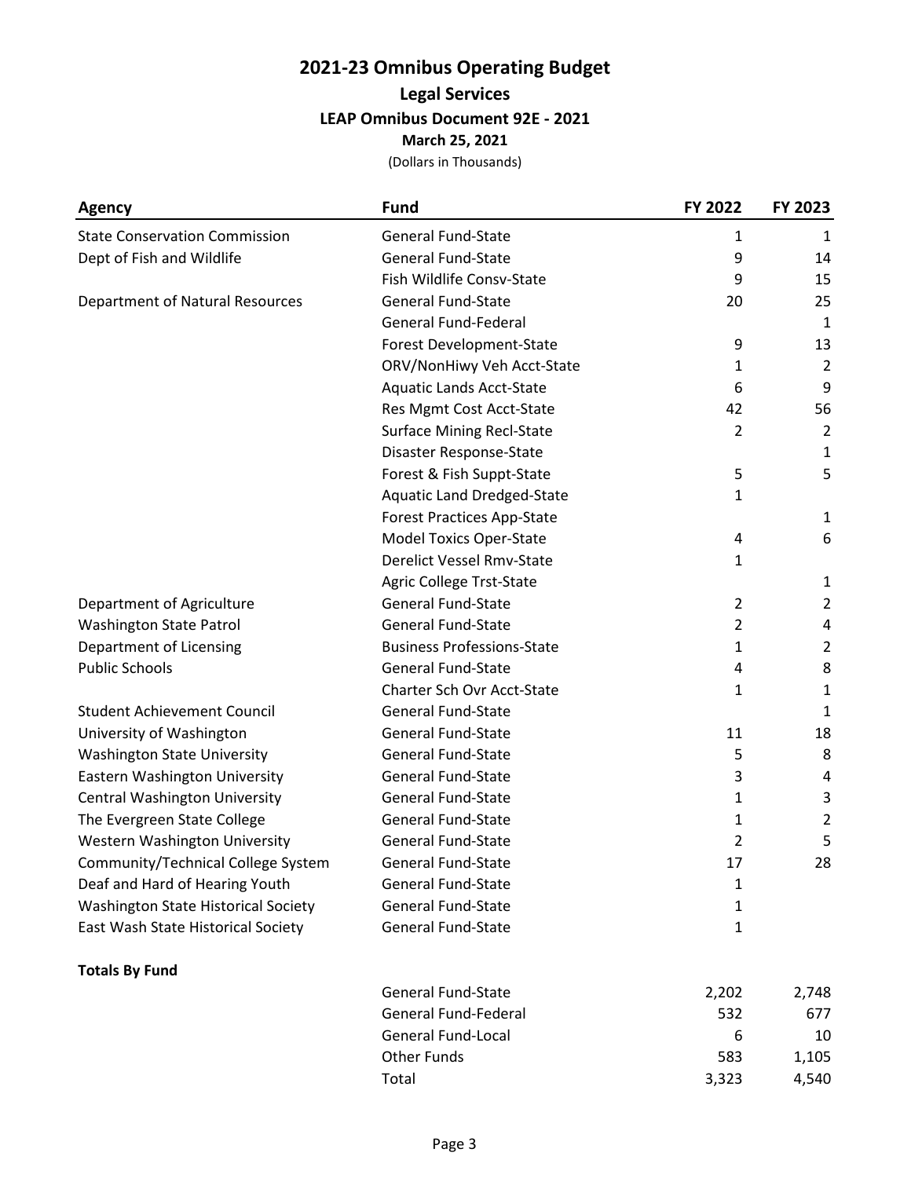# 2021-23 Omnibus Operating Budget

## Legal Services

### LEAP Omnibus Document 92E - 2021

**March 25, 2021**

(Dollars in Thousands)

| Agency | Fund | FY 2022 | FY 2023 |
|---|---|---|---|
| State Conservation Commission | General Fund-State | 1 | 1 |
| Dept of Fish and Wildlife | General Fund-State | 9 | 14 |
| | Fish Wildlife Consv-State | 9 | 15 |
| Department of Natural Resources | General Fund-State | 20 | 25 |
| | General Fund-Federal | | 1 |
| | Forest Development-State | 9 | 13 |
| | ORV/NonHiwy Veh Acct-State | 1 | 2 |
| | Aquatic Lands Acct-State | 6 | 9 |
| | Res Mgmt Cost Acct-State | 42 | 56 |
| | Surface Mining Recl-State | 2 | 2 |
| | Disaster Response-State | | 1 |
| | Forest & Fish Suppt-State | 5 | 5 |
| | Aquatic Land Dredged-State | 1 | |
| | Forest Practices App-State | | 1 |
| | Model Toxics Oper-State | 4 | 6 |
| | Derelict Vessel Rmv-State | 1 | |
| | Agric College Trst-State | | 1 |
| Department of Agriculture | General Fund-State | 2 | 2 |
| Washington State Patrol | General Fund-State | 2 | 4 |
| Department of Licensing | Business Professions-State | 1 | 2 |
| Public Schools | General Fund-State | 4 | 8 |
| | Charter Sch Ovr Acct-State | 1 | 1 |
| Student Achievement Council | General Fund-State | | 1 |
| University of Washington | General Fund-State | 11 | 18 |
| Washington State University | General Fund-State | 5 | 8 |
| Eastern Washington University | General Fund-State | 3 | 4 |
| Central Washington University | General Fund-State | 1 | 3 |
| The Evergreen State College | General Fund-State | 1 | 2 |
| Western Washington University | General Fund-State | 2 | 5 |
| Community/Technical College System | General Fund-State | 17 | 28 |
| Deaf and Hard of Hearing Youth | General Fund-State | 1 | |
| Washington State Historical Society | General Fund-State | 1 | |
| East Wash State Historical Society | General Fund-State | 1 | |
| **Totals By Fund** | | | |
| | General Fund-State | 2,202 | 2,748 |
| | General Fund-Federal | 532 | 677 |
| | General Fund-Local | 6 | 10 |
| | Other Funds | 583 | 1,105 |
| | Total | 3,323 | 4,540 |